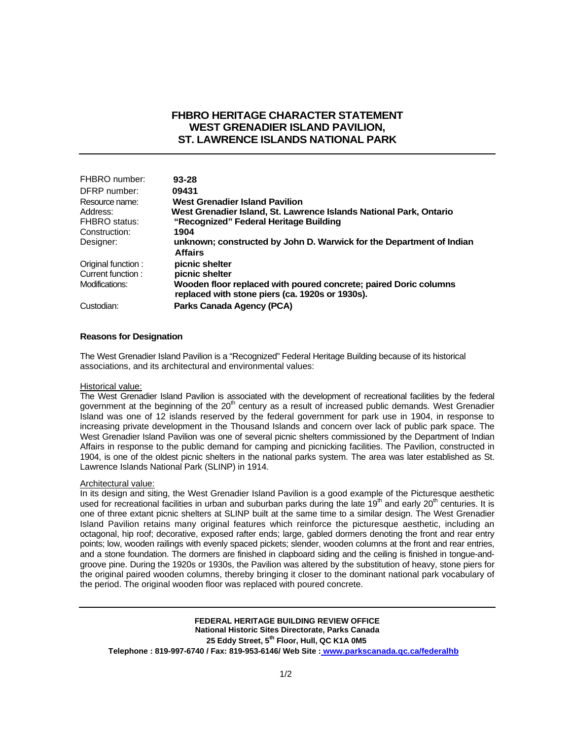# FHBRO HERITAGE CHARACTER STATEMENT
# WEST GRENADIER ISLAND PAVILION, ST. LAWRENCE ISLANDS NATIONAL PARK

| | |
|---|---|
| FHBRO number: | **93-28** |
| DFRP number: | **09431** |
| Resource name: | **West Grenadier Island Pavilion** |
| Address: | **West Grenadier Island, St. Lawrence Islands National Park, Ontario** |
| FHBRO status: | **"Recognized" Federal Heritage Building** |
| Construction: | **1904** |
| Designer: | **unknown; constructed by John D. Warwick for the Department of Indian Affairs** |
| Original function : | **picnic shelter** |
| Current function : | **picnic shelter** |
| Modifications: | **Wooden floor replaced with poured concrete; paired Doric columns replaced with stone piers (ca. 1920s or 1930s).** |
| Custodian: | **Parks Canada Agency (PCA)** |

### Reasons for Designation

The West Grenadier Island Pavilion is a "Recognized" Federal Heritage Building because of its historical associations, and its architectural and environmental values:

<u>Historical value:</u>
The West Grenadier Island Pavilion is associated with the development of recreational facilities by the federal government at the beginning of the 20th century as a result of increased public demands. West Grenadier Island was one of 12 islands reserved by the federal government for park use in 1904, in response to increasing private development in the Thousand Islands and concern over lack of public park space. The West Grenadier Island Pavilion was one of several picnic shelters commissioned by the Department of Indian Affairs in response to the public demand for camping and picnicking facilities. The Pavilion, constructed in 1904, is one of the oldest picnic shelters in the national parks system. The area was later established as St. Lawrence Islands National Park (SLINP) in 1914.

<u>Architectural value:</u>
In its design and siting, the West Grenadier Island Pavilion is a good example of the Picturesque aesthetic used for recreational facilities in urban and suburban parks during the late 19th and early 20th centuries. It is one of three extant picnic shelters at SLINP built at the same time to a similar design. The West Grenadier Island Pavilion retains many original features which reinforce the picturesque aesthetic, including an octagonal, hip roof; decorative, exposed rafter ends; large, gabled dormers denoting the front and rear entry points; low, wooden railings with evenly spaced pickets; slender, wooden columns at the front and rear entries, and a stone foundation. The dormers are finished in clapboard siding and the ceiling is finished in tongue-and-groove pine. During the 1920s or 1930s, the Pavilion was altered by the substitution of heavy, stone piers for the original paired wooden columns, thereby bringing it closer to the dominant national park vocabulary of the period. The original wooden floor was replaced with poured concrete.

**FEDERAL HERITAGE BUILDING REVIEW OFFICE**
**National Historic Sites Directorate, Parks Canada**
**25 Eddy Street, 5th Floor, Hull, QC K1A 0M5**
**Telephone : 819-997-6740 / Fax: 819-953-6146/ Web Site : www.parkscanada.gc.ca/federalhb**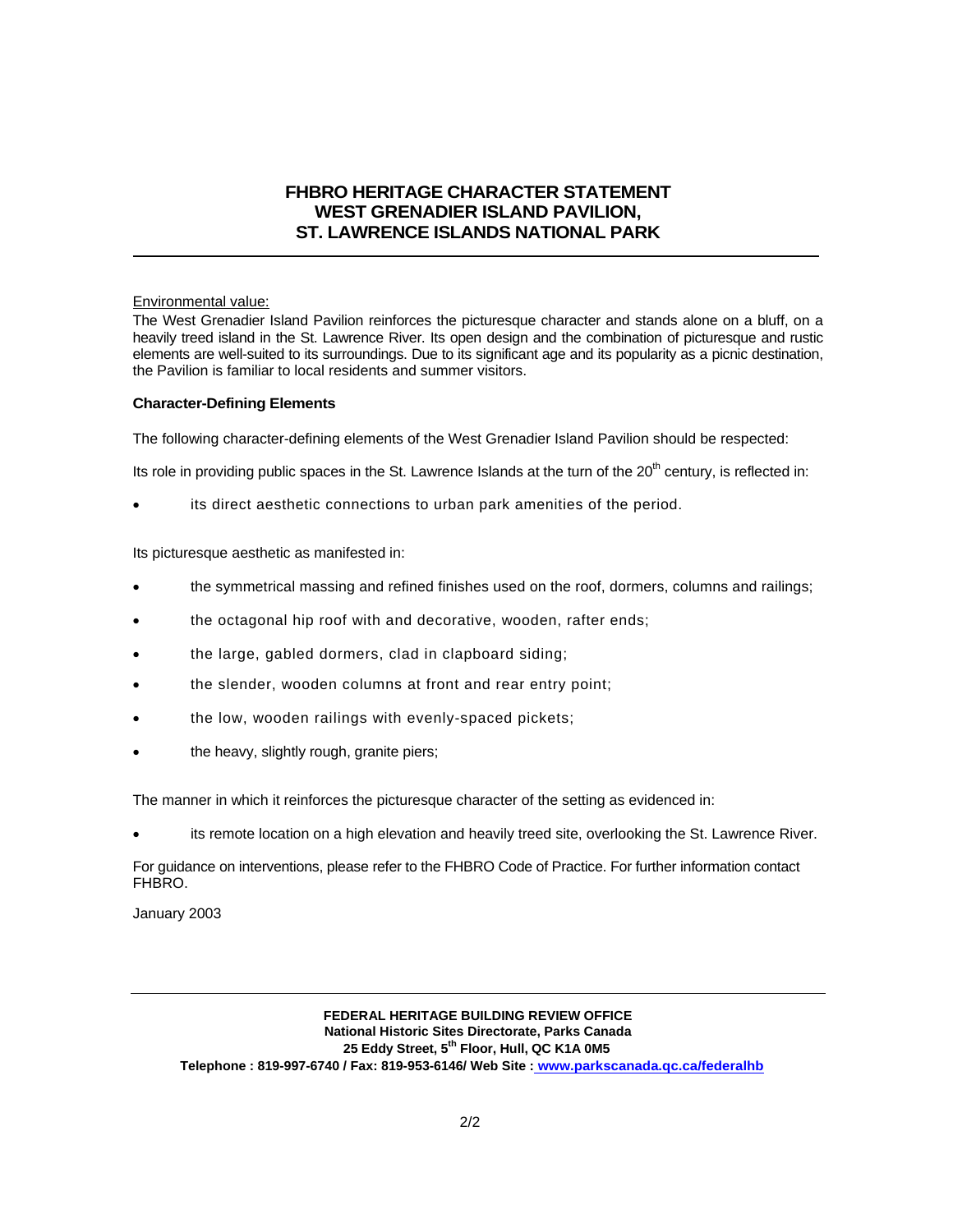# FHBRO HERITAGE CHARACTER STATEMENT
# WEST GRENADIER ISLAND PAVILION,
# ST. LAWRENCE ISLANDS NATIONAL PARK

---

Environmental value:

The West Grenadier Island Pavilion reinforces the picturesque character and stands alone on a bluff, on a heavily treed island in the St. Lawrence River. Its open design and the combination of picturesque and rustic elements are well-suited to its surroundings. Due to its significant age and its popularity as a picnic destination, the Pavilion is familiar to local residents and summer visitors.

**Character-Defining Elements**

The following character-defining elements of the West Grenadier Island Pavilion should be respected:

Its role in providing public spaces in the St. Lawrence Islands at the turn of the 20th century, is reflected in:

- its direct aesthetic connections to urban park amenities of the period.

Its picturesque aesthetic as manifested in:

- the symmetrical massing and refined finishes used on the roof, dormers, columns and railings;
- the octagonal hip roof with and decorative, wooden, rafter ends;
- the large, gabled dormers, clad in clapboard siding;
- the slender, wooden columns at front and rear entry point;
- the low, wooden railings with evenly-spaced pickets;
- the heavy, slightly rough, granite piers;

The manner in which it reinforces the picturesque character of the setting as evidenced in:

- its remote location on a high elevation and heavily treed site, overlooking the St. Lawrence River.

For guidance on interventions, please refer to the FHBRO Code of Practice. For further information contact FHBRO.

January 2003

---

**FEDERAL HERITAGE BUILDING REVIEW OFFICE**
**National Historic Sites Directorate, Parks Canada**
**25 Eddy Street, 5th Floor, Hull, QC K1A 0M5**
**Telephone : 819-997-6740 / Fax: 819-953-6146/ Web Site : www.parkscanada.qc.ca/federalhb**